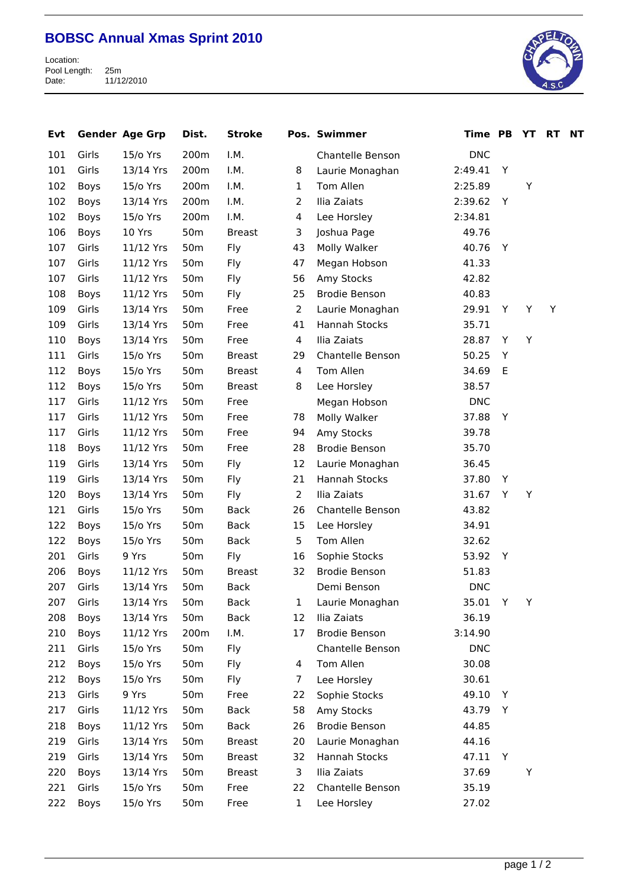# BOBSC Annual Xmas Sprint 2010

Location:
Pool Length: 25m
Date: 11/12/2010

| Evt | Gender | Age Grp | Dist. | Stroke | Pos. | Swimmer | Time | PB | YT | RT | NT |
|---|---|---|---|---|---|---|---|---|---|---|---|
| 101 | Girls | 15/o Yrs | 200m | I.M. | | Chantelle Benson | DNC | | | | |
| 101 | Girls | 13/14 Yrs | 200m | I.M. | 8 | Laurie Monaghan | 2:49.41 | Y | | | |
| 102 | Boys | 15/o Yrs | 200m | I.M. | 1 | Tom Allen | 2:25.89 | | Y | | |
| 102 | Boys | 13/14 Yrs | 200m | I.M. | 2 | Ilia Zaiats | 2:39.62 | Y | | | |
| 102 | Boys | 15/o Yrs | 200m | I.M. | 4 | Lee Horsley | 2:34.81 | | | | |
| 106 | Boys | 10 Yrs | 50m | Breast | 3 | Joshua Page | 49.76 | | | | |
| 107 | Girls | 11/12 Yrs | 50m | Fly | 43 | Molly Walker | 40.76 | Y | | | |
| 107 | Girls | 11/12 Yrs | 50m | Fly | 47 | Megan Hobson | 41.33 | | | | |
| 107 | Girls | 11/12 Yrs | 50m | Fly | 56 | Amy Stocks | 42.82 | | | | |
| 108 | Boys | 11/12 Yrs | 50m | Fly | 25 | Brodie Benson | 40.83 | | | | |
| 109 | Girls | 13/14 Yrs | 50m | Free | 2 | Laurie Monaghan | 29.91 | Y | Y | Y | |
| 109 | Girls | 13/14 Yrs | 50m | Free | 41 | Hannah Stocks | 35.71 | | | | |
| 110 | Boys | 13/14 Yrs | 50m | Free | 4 | Ilia Zaiats | 28.87 | Y | Y | | |
| 111 | Girls | 15/o Yrs | 50m | Breast | 29 | Chantelle Benson | 50.25 | Y | | | |
| 112 | Boys | 15/o Yrs | 50m | Breast | 4 | Tom Allen | 34.69 | E | | | |
| 112 | Boys | 15/o Yrs | 50m | Breast | 8 | Lee Horsley | 38.57 | | | | |
| 117 | Girls | 11/12 Yrs | 50m | Free | | Megan Hobson | DNC | | | | |
| 117 | Girls | 11/12 Yrs | 50m | Free | 78 | Molly Walker | 37.88 | Y | | | |
| 117 | Girls | 11/12 Yrs | 50m | Free | 94 | Amy Stocks | 39.78 | | | | |
| 118 | Boys | 11/12 Yrs | 50m | Free | 28 | Brodie Benson | 35.70 | | | | |
| 119 | Girls | 13/14 Yrs | 50m | Fly | 12 | Laurie Monaghan | 36.45 | | | | |
| 119 | Girls | 13/14 Yrs | 50m | Fly | 21 | Hannah Stocks | 37.80 | Y | | | |
| 120 | Boys | 13/14 Yrs | 50m | Fly | 2 | Ilia Zaiats | 31.67 | Y | Y | | |
| 121 | Girls | 15/o Yrs | 50m | Back | 26 | Chantelle Benson | 43.82 | | | | |
| 122 | Boys | 15/o Yrs | 50m | Back | 15 | Lee Horsley | 34.91 | | | | |
| 122 | Boys | 15/o Yrs | 50m | Back | 5 | Tom Allen | 32.62 | | | | |
| 201 | Girls | 9 Yrs | 50m | Fly | 16 | Sophie Stocks | 53.92 | Y | | | |
| 206 | Boys | 11/12 Yrs | 50m | Breast | 32 | Brodie Benson | 51.83 | | | | |
| 207 | Girls | 13/14 Yrs | 50m | Back | | Demi Benson | DNC | | | | |
| 207 | Girls | 13/14 Yrs | 50m | Back | 1 | Laurie Monaghan | 35.01 | Y | Y | | |
| 208 | Boys | 13/14 Yrs | 50m | Back | 12 | Ilia Zaiats | 36.19 | | | | |
| 210 | Boys | 11/12 Yrs | 200m | I.M. | 17 | Brodie Benson | 3:14.90 | | | | |
| 211 | Girls | 15/o Yrs | 50m | Fly | | Chantelle Benson | DNC | | | | |
| 212 | Boys | 15/o Yrs | 50m | Fly | 4 | Tom Allen | 30.08 | | | | |
| 212 | Boys | 15/o Yrs | 50m | Fly | 7 | Lee Horsley | 30.61 | | | | |
| 213 | Girls | 9 Yrs | 50m | Free | 22 | Sophie Stocks | 49.10 | Y | | | |
| 217 | Girls | 11/12 Yrs | 50m | Back | 58 | Amy Stocks | 43.79 | Y | | | |
| 218 | Boys | 11/12 Yrs | 50m | Back | 26 | Brodie Benson | 44.85 | | | | |
| 219 | Girls | 13/14 Yrs | 50m | Breast | 20 | Laurie Monaghan | 44.16 | | | | |
| 219 | Girls | 13/14 Yrs | 50m | Breast | 32 | Hannah Stocks | 47.11 | Y | | | |
| 220 | Boys | 13/14 Yrs | 50m | Breast | 3 | Ilia Zaiats | 37.69 | | Y | | |
| 221 | Girls | 15/o Yrs | 50m | Free | 22 | Chantelle Benson | 35.19 | | | | |
| 222 | Boys | 15/o Yrs | 50m | Free | 1 | Lee Horsley | 27.02 | | | | |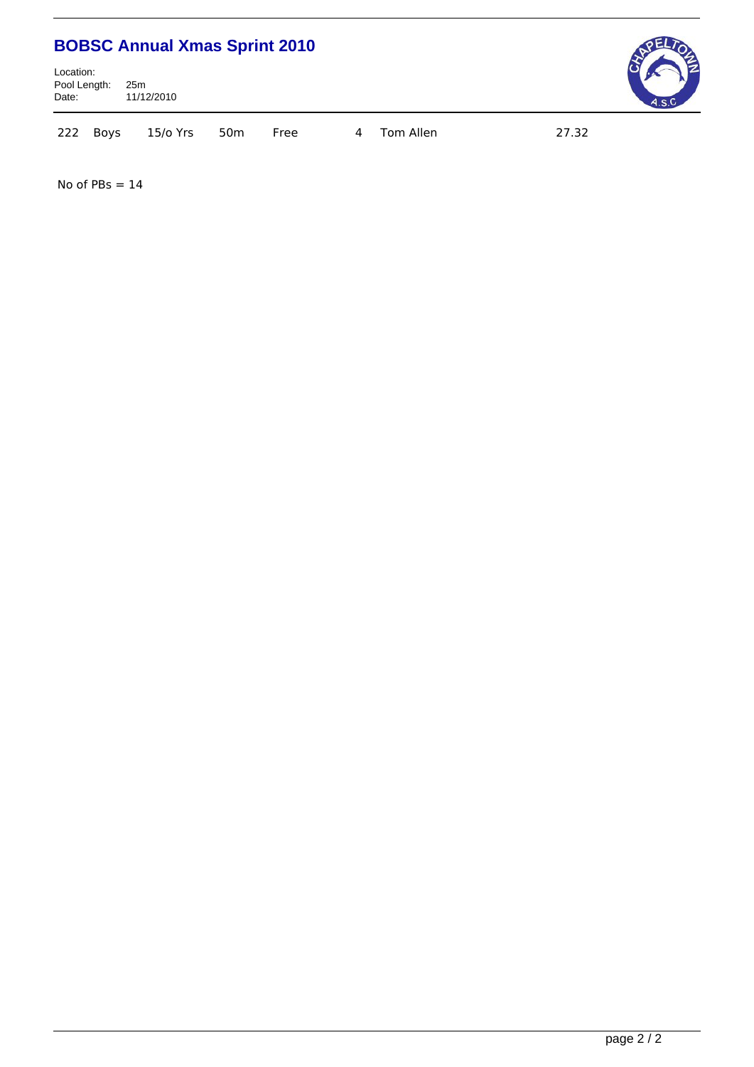| | | | | | | | |
|---|---|---|---|---|---|---|---|
| 222 | Boys | 15/o Yrs | 50m | Free | 4 | Tom Allen | 27.32 |

No of PBs = 14